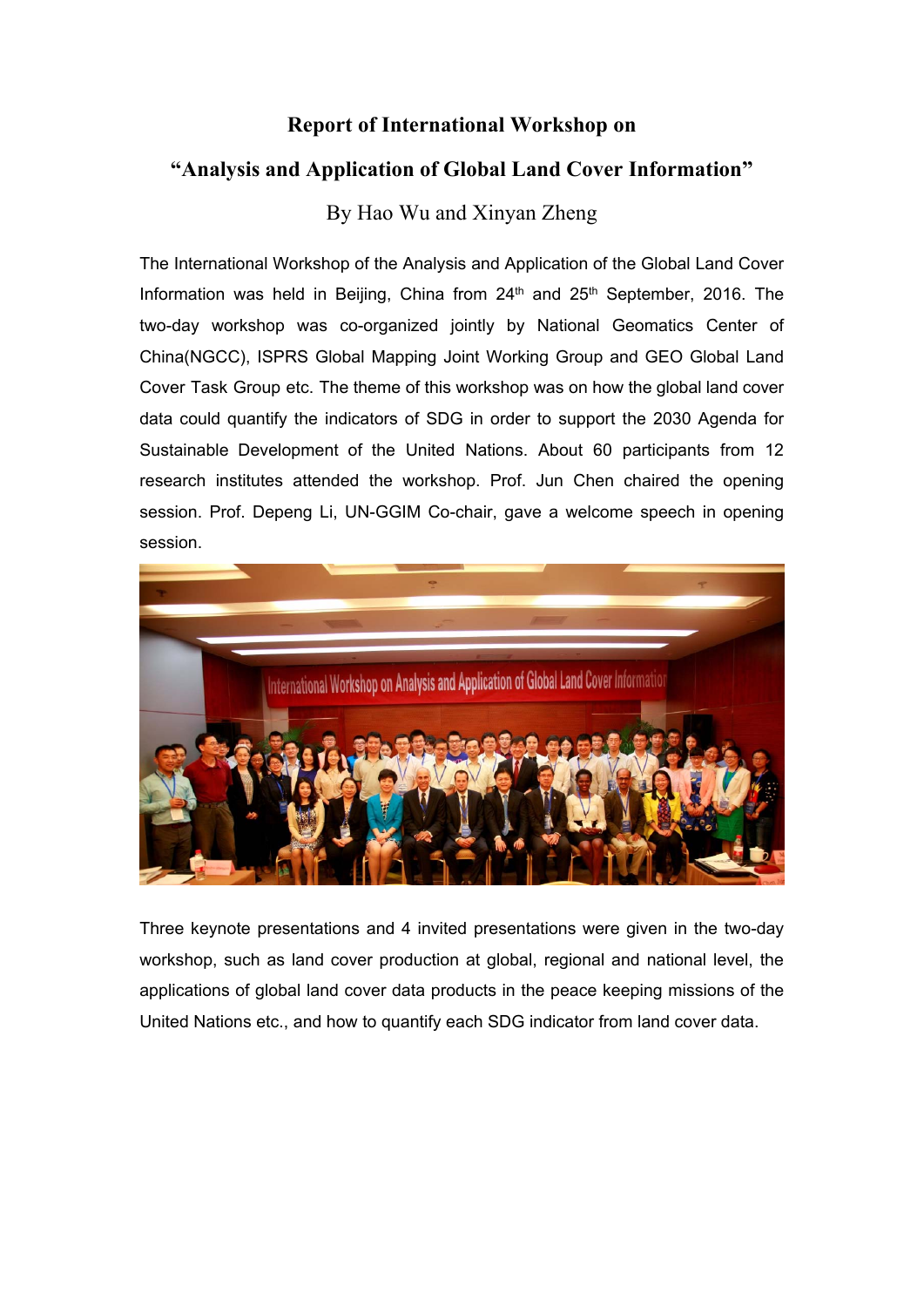# Report of International Workshop on

# "Analysis and Application of Global Land Cover Information"

By Hao Wu and Xinyan Zheng

The International Workshop of the Analysis and Application of the Global Land Cover Information was held in Beijing, China from 24th and 25th September, 2016. The two-day workshop was co-organized jointly by National Geomatics Center of China(NGCC), ISPRS Global Mapping Joint Working Group and GEO Global Land Cover Task Group etc. The theme of this workshop was on how the global land cover data could quantify the indicators of SDG in order to support the 2030 Agenda for Sustainable Development of the United Nations. About 60 participants from 12 research institutes attended the workshop. Prof. Jun Chen chaired the opening session. Prof. Depeng Li, UN-GGIM Co-chair, gave a welcome speech in opening session.

Three keynote presentations and 4 invited presentations were given in the two-day workshop, such as land cover production at global, regional and national level, the applications of global land cover data products in the peace keeping missions of the United Nations etc., and how to quantify each SDG indicator from land cover data.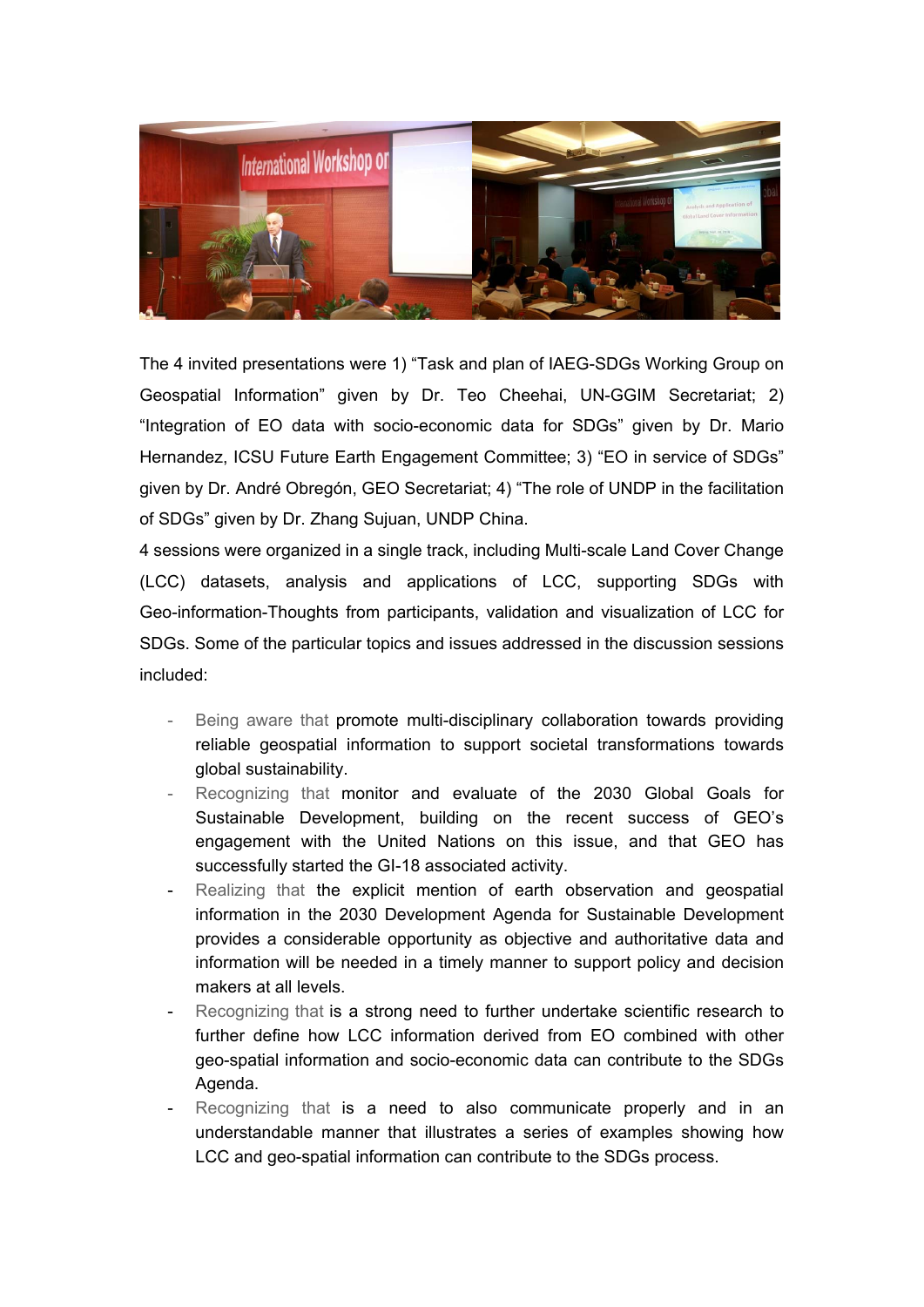The 4 invited presentations were 1) "Task and plan of IAEG-SDGs Working Group on Geospatial Information" given by Dr. Teo Cheehai, UN-GGIM Secretariat; 2) "Integration of EO data with socio-economic data for SDGs" given by Dr. Mario Hernandez, ICSU Future Earth Engagement Committee; 3) "EO in service of SDGs" given by Dr. André Obregón, GEO Secretariat; 4) "The role of UNDP in the facilitation of SDGs" given by Dr. Zhang Sujuan, UNDP China.

4 sessions were organized in a single track, including Multi-scale Land Cover Change (LCC) datasets, analysis and applications of LCC, supporting SDGs with Geo-information-Thoughts from participants, validation and visualization of LCC for SDGs. Some of the particular topics and issues addressed in the discussion sessions included:

- Being aware that promote multi-disciplinary collaboration towards providing reliable geospatial information to support societal transformations towards global sustainability.
- Recognizing that monitor and evaluate of the 2030 Global Goals for Sustainable Development, building on the recent success of GEO's engagement with the United Nations on this issue, and that GEO has successfully started the GI-18 associated activity.
- Realizing that the explicit mention of earth observation and geospatial information in the 2030 Development Agenda for Sustainable Development provides a considerable opportunity as objective and authoritative data and information will be needed in a timely manner to support policy and decision makers at all levels.
- Recognizing that is a strong need to further undertake scientific research to further define how LCC information derived from EO combined with other geo-spatial information and socio-economic data can contribute to the SDGs Agenda.
- Recognizing that is a need to also communicate properly and in an understandable manner that illustrates a series of examples showing how LCC and geo-spatial information can contribute to the SDGs process.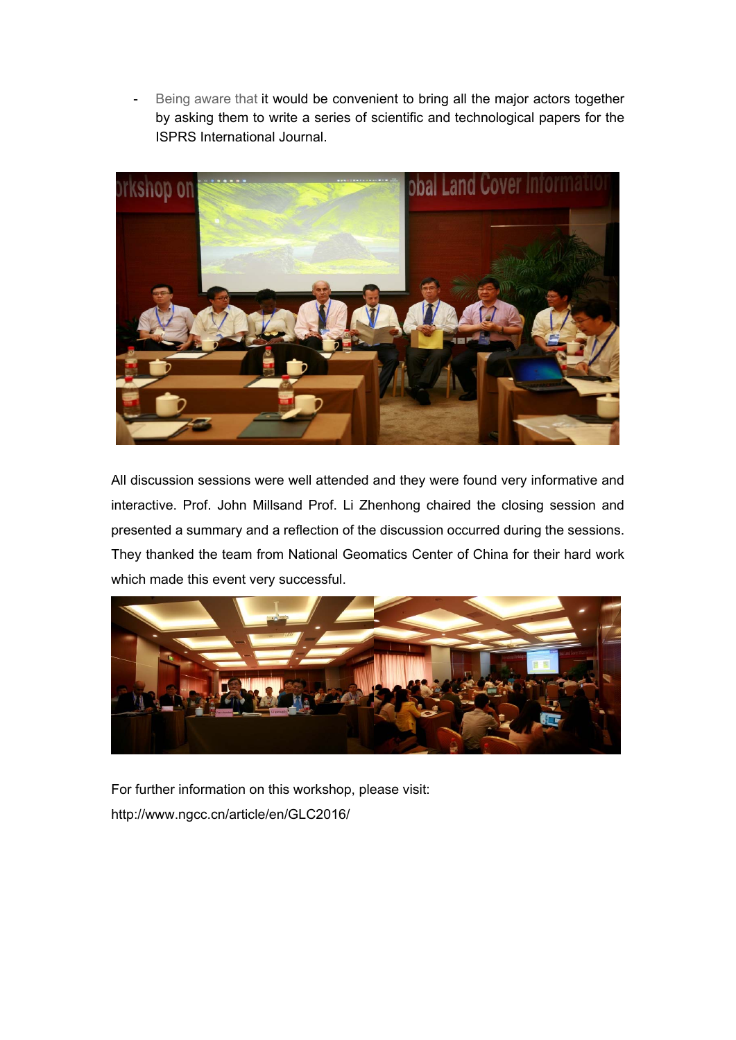- Being aware that it would be convenient to bring all the major actors together by asking them to write a series of scientific and technological papers for the ISPRS International Journal.

All discussion sessions were well attended and they were found very informative and interactive. Prof. John Millsand Prof. Li Zhenhong chaired the closing session and presented a summary and a reflection of the discussion occurred during the sessions. They thanked the team from National Geomatics Center of China for their hard work which made this event very successful.

For further information on this workshop, please visit:
http://www.ngcc.cn/article/en/GLC2016/